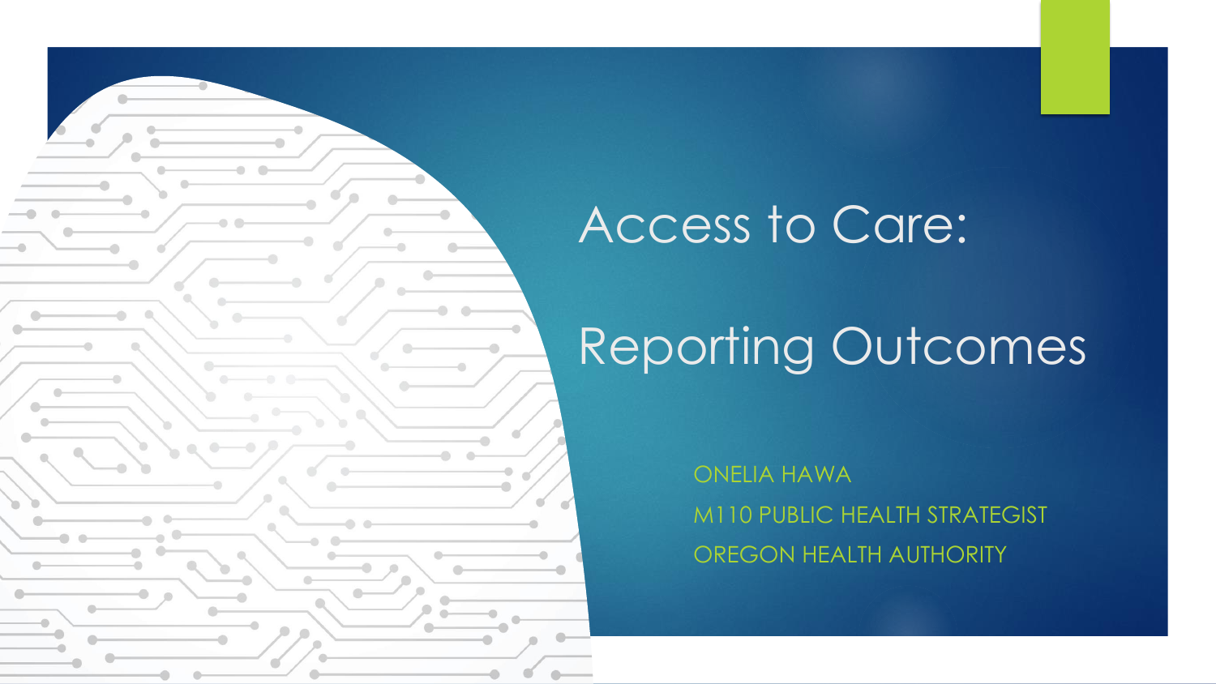# Access to Care:

# Reporting Outcomes

ONELIA HAWA

M110 PUBLIC HEALTH STRATEGIST

OREGON HEALTH AUTHORITY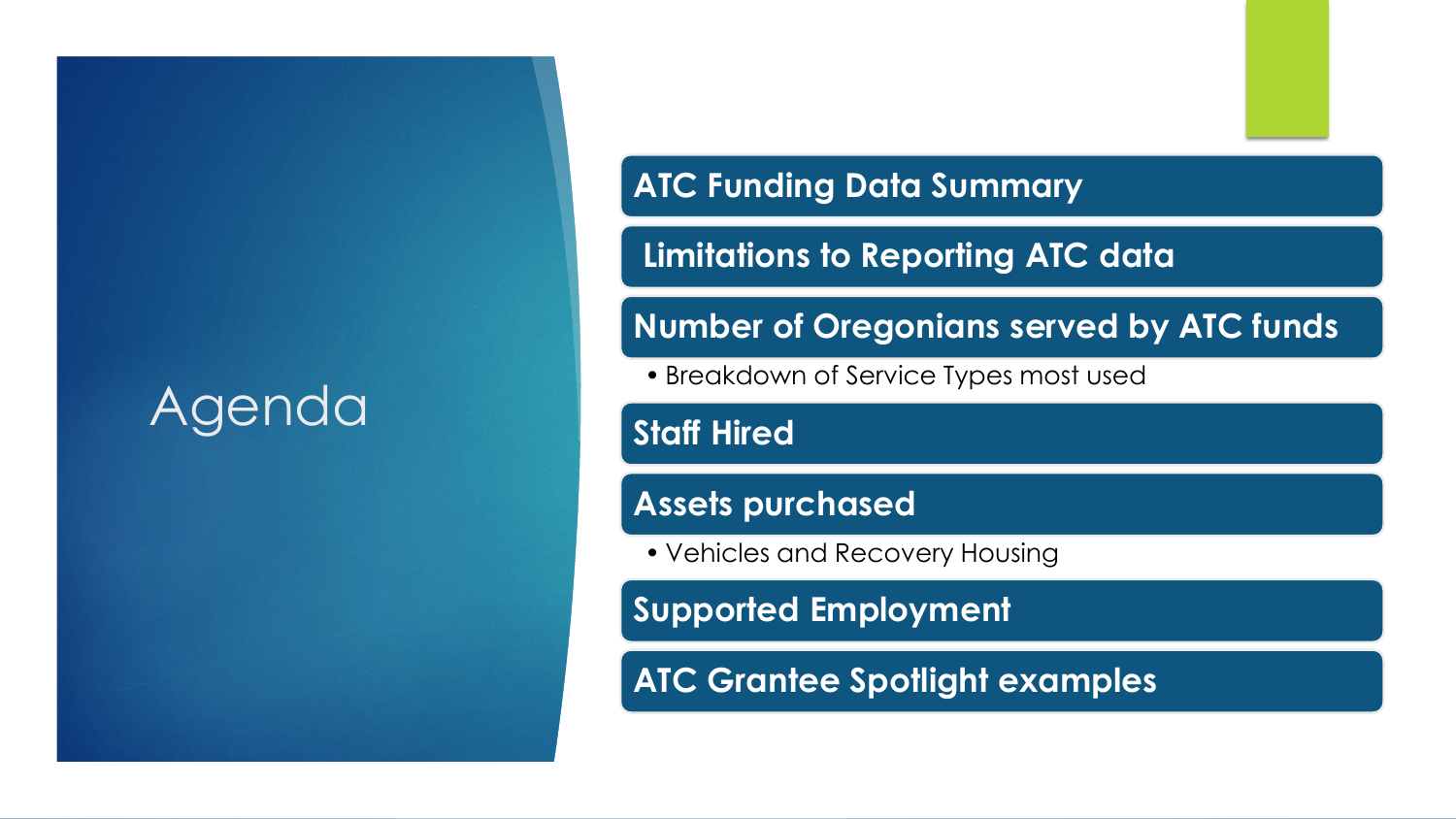# Agenda

- **ATC Funding Data Summary**
- **Limitations to Reporting ATC data**
- **Number of Oregonians served by ATC funds**
  - Breakdown of Service Types most used
- **Staff Hired**
- **Assets purchased**
  - Vehicles and Recovery Housing
- **Supported Employment**
- **ATC Grantee Spotlight examples**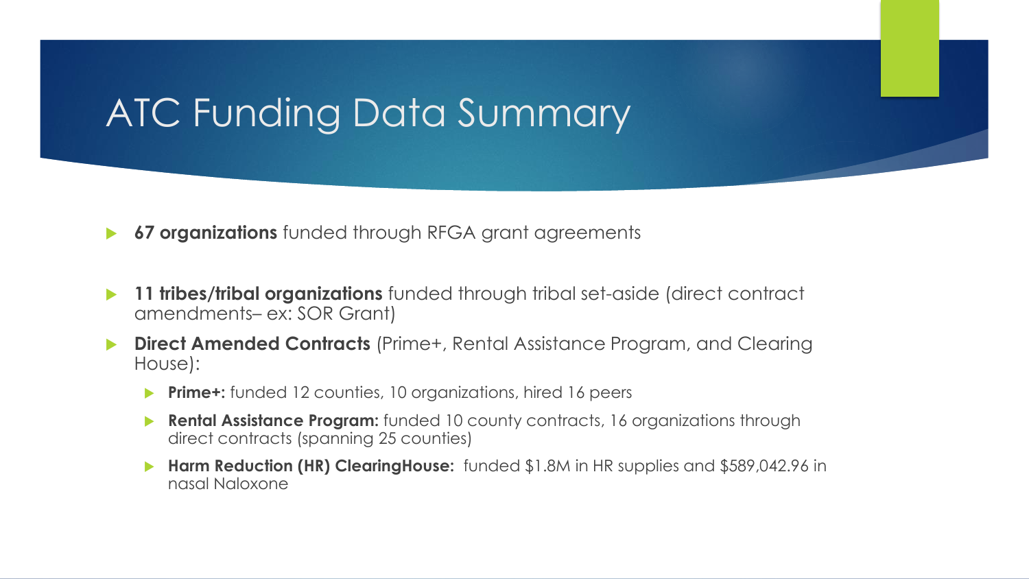# ATC Funding Data Summary

- **67 organizations** funded through RFGA grant agreements
- **11 tribes/tribal organizations** funded through tribal set-aside (direct contract amendments– ex: SOR Grant)
- **Direct Amended Contracts** (Prime+, Rental Assistance Program, and Clearing House):
  - **Prime+:** funded 12 counties, 10 organizations, hired 16 peers
  - **Rental Assistance Program:** funded 10 county contracts, 16 organizations through direct contracts (spanning 25 counties)
  - **Harm Reduction (HR) ClearingHouse:** funded $1.8M in HR supplies and $589,042.96 in nasal Naloxone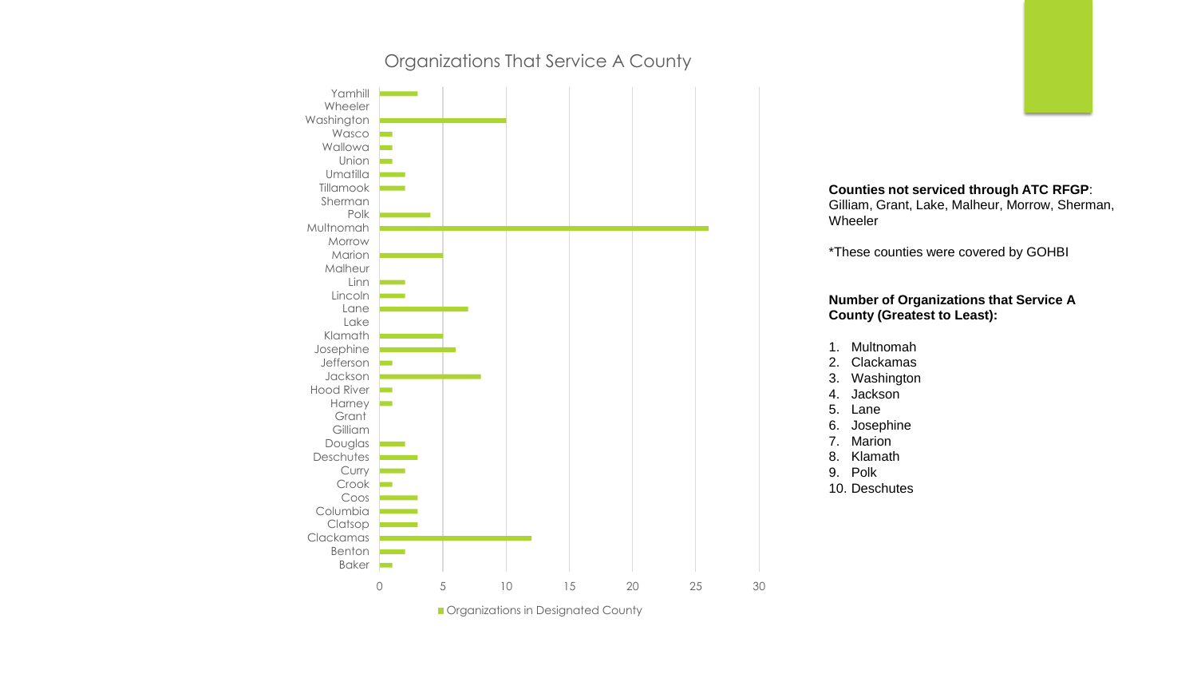## Organizations That Service A County

Yamhill
Wheeler
Washington
Wasco
Wallowa
Union
Umatilla
Tillamook
Sherman
Polk
Multnomah
Morrow
Marion
Malheur
Linn
Lincoln
Lane
Lake
Klamath
Josephine
Jefferson
Jackson
Hood River
Harney
Grant
Gilliam
Douglas
Deschutes
Curry
Crook
Coos
Columbia
Clatsop
Clackamas
Benton
Baker

0 5 10 15 20 25 30

Organizations in Designated County

**Counties not serviced through ATC RFGP**: Gilliam, Grant, Lake, Malheur, Morrow, Sherman, Wheeler

*These counties were covered by GOHBI

**Number of Organizations that Service A County (Greatest to Least):**

1. Multnomah
2. Clackamas
3. Washington
4. Jackson
5. Lane
6. Josephine
7. Marion
8. Klamath
9. Polk
10. Deschutes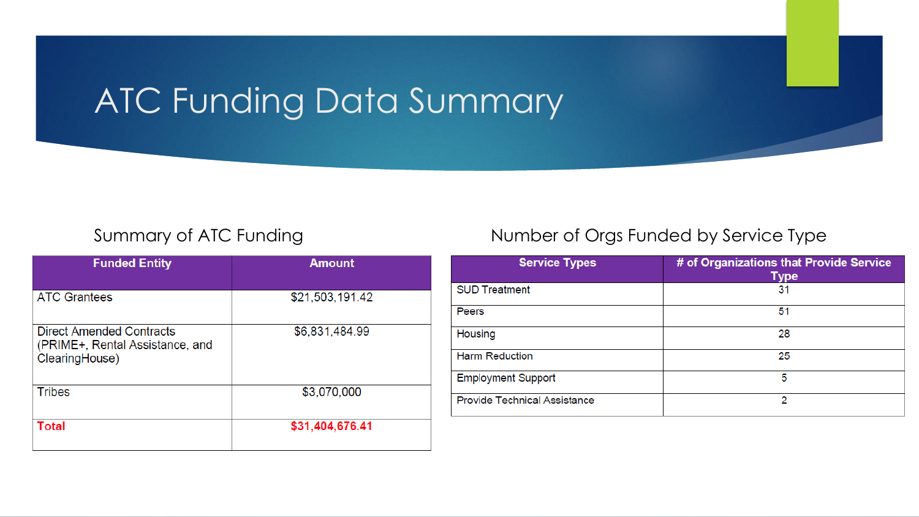# ATC Funding Data Summary

## Summary of ATC Funding

| Funded Entity | Amount |
| --- | --- |
| ATC Grantees | $21,503,191.42 |
| Direct Amended Contracts (PRIME+, Rental Assistance, and ClearingHouse) | $6,831,484.99 |
| Tribes | $3,070,000 |
| **Total** | **$31,404,676.41** |

## Number of Orgs Funded by Service Type

| Service Types | # of Organizations that Provide Service Type |
| --- | --- |
| SUD Treatment | 31 |
| Peers | 51 |
| Housing | 28 |
| Harm Reduction | 25 |
| Employment Support | 5 |
| Provide Technical Assistance | 2 |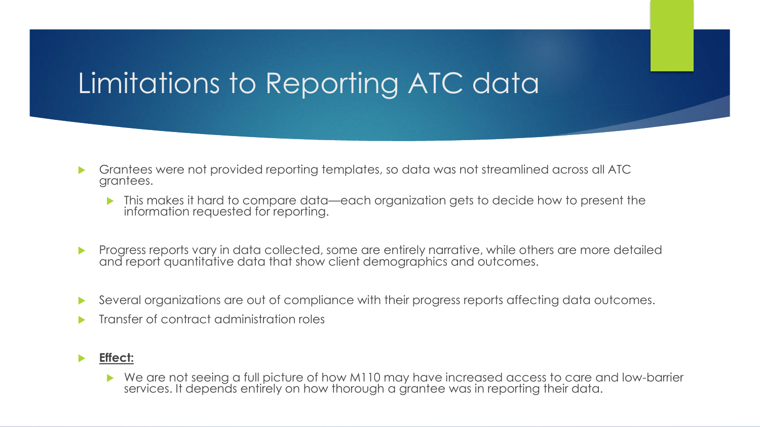# Limitations to Reporting ATC data

- Grantees were not provided reporting templates, so data was not streamlined across all ATC grantees.
  - This makes it hard to compare data—each organization gets to decide how to present the information requested for reporting.
- Progress reports vary in data collected, some are entirely narrative, while others are more detailed and report quantitative data that show client demographics and outcomes.
- Several organizations are out of compliance with their progress reports affecting data outcomes.
- Transfer of contract administration roles
- **Effect:**
  - We are not seeing a full picture of how M110 may have increased access to care and low-barrier services. It depends entirely on how thorough a grantee was in reporting their data.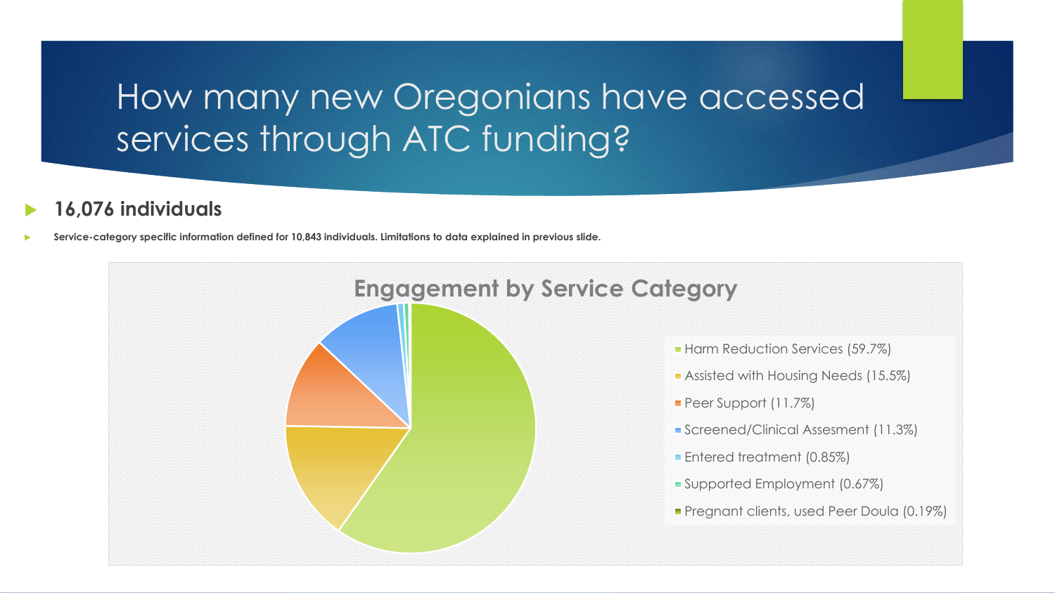# How many new Oregonians have accessed services through ATC funding?

- **16,076 individuals**
- **Service-category specific information defined for 10,843 individuals. Limitations to data explained in previous slide.**

Engagement by Service Category

- Harm Reduction Services (59.7%)
- Assisted with Housing Needs (15.5%)
- Peer Support (11.7%)
- Screened/Clinical Assesment (11.3%)
- Entered treatment (0.85%)
- Supported Employment (0.67%)
- Pregnant clients, used Peer Doula (0.19%)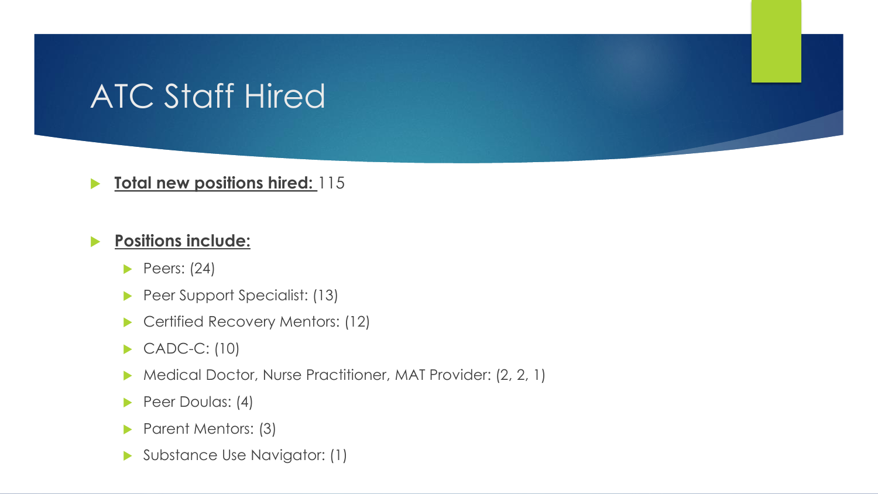# ATC Staff Hired

- **Total new positions hired:** 115

- **Positions include:**
  - Peers: (24)
  - Peer Support Specialist: (13)
  - Certified Recovery Mentors: (12)
  - CADC-C: (10)
  - Medical Doctor, Nurse Practitioner, MAT Provider: (2, 2, 1)
  - Peer Doulas: (4)
  - Parent Mentors: (3)
  - Substance Use Navigator: (1)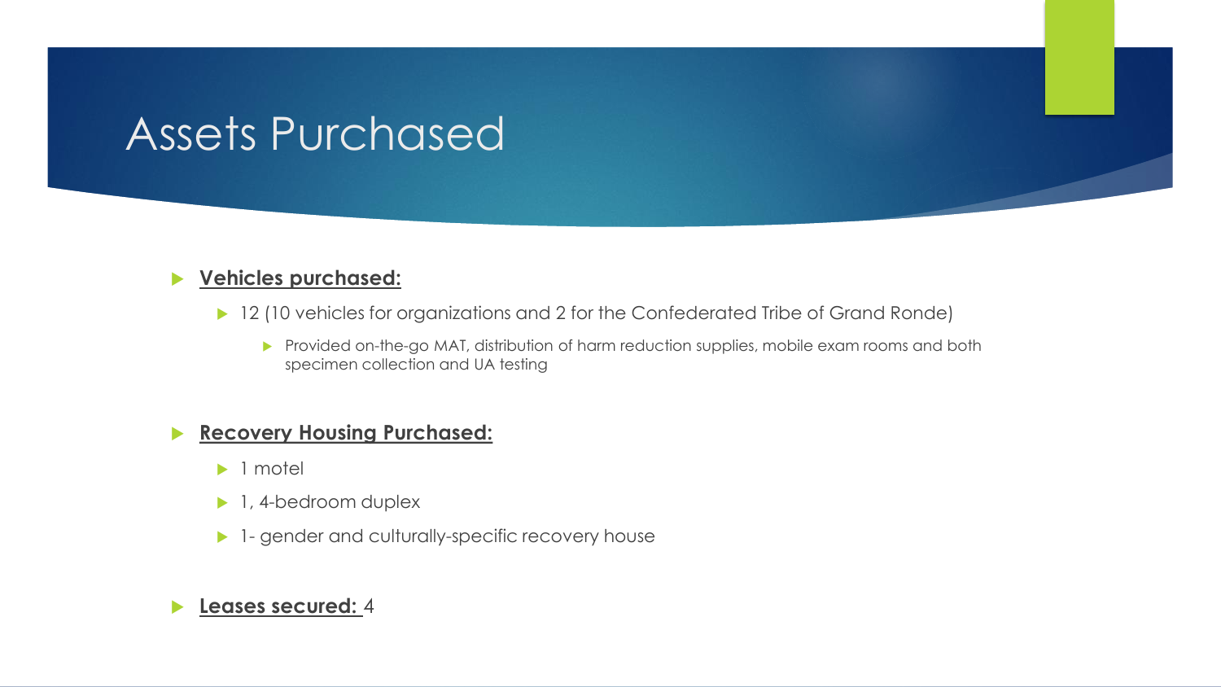# Assets Purchased

- **Vehicles purchased:**
  - 12 (10 vehicles for organizations and 2 for the Confederated Tribe of Grand Ronde)
    - Provided on-the-go MAT, distribution of harm reduction supplies, mobile exam rooms and both specimen collection and UA testing
- **Recovery Housing Purchased:**
  - 1 motel
  - 1, 4-bedroom duplex
  - 1- gender and culturally-specific recovery house
- **Leases secured:** 4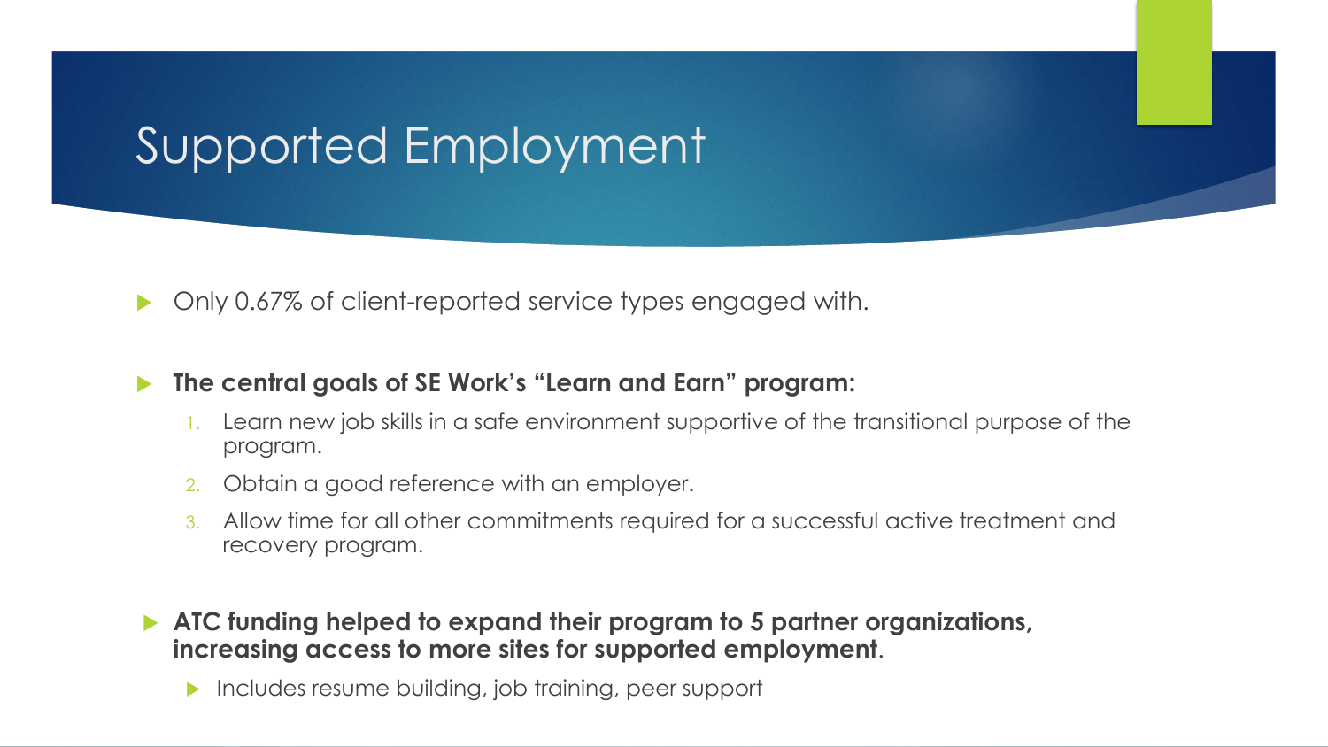# Supported Employment

- Only 0.67% of client-reported service types engaged with.

- **The central goals of SE Work's "Learn and Earn" program:**
  1. Learn new job skills in a safe environment supportive of the transitional purpose of the program.
  2. Obtain a good reference with an employer.
  3. Allow time for all other commitments required for a successful active treatment and recovery program.

- **ATC funding helped to expand their program to 5 partner organizations, increasing access to more sites for supported employment**.
  - Includes resume building, job training, peer support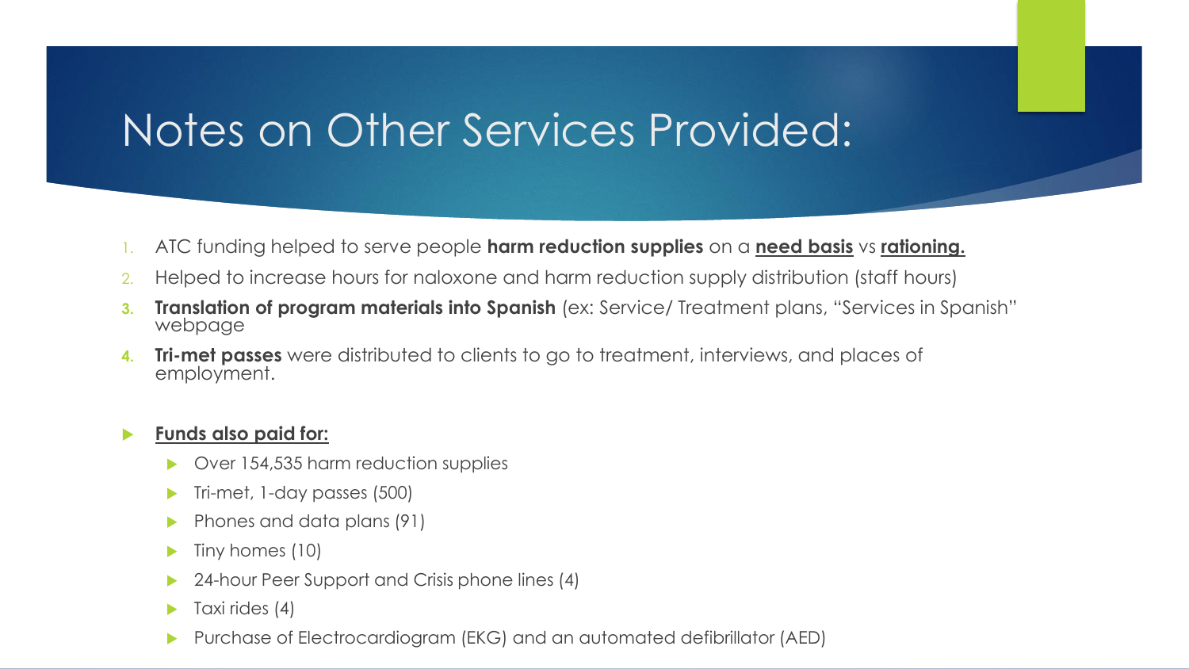# Notes on Other Services Provided:

1. ATC funding helped to serve people **harm reduction supplies** on a **<u>need basis</u>** vs **<u>rationing.</u>**
2. Helped to increase hours for naloxone and harm reduction supply distribution (staff hours)
3. **Translation of program materials into Spanish** (ex: Service/ Treatment plans, "Services in Spanish" webpage
4. **Tri-met passes** were distributed to clients to go to treatment, interviews, and places of employment.

- **<u>Funds also paid for:</u>**
  - Over 154,535 harm reduction supplies
  - Tri-met, 1-day passes (500)
  - Phones and data plans (91)
  - Tiny homes (10)
  - 24-hour Peer Support and Crisis phone lines (4)
  - Taxi rides (4)
  - Purchase of Electrocardiogram (EKG) and an automated defibrillator (AED)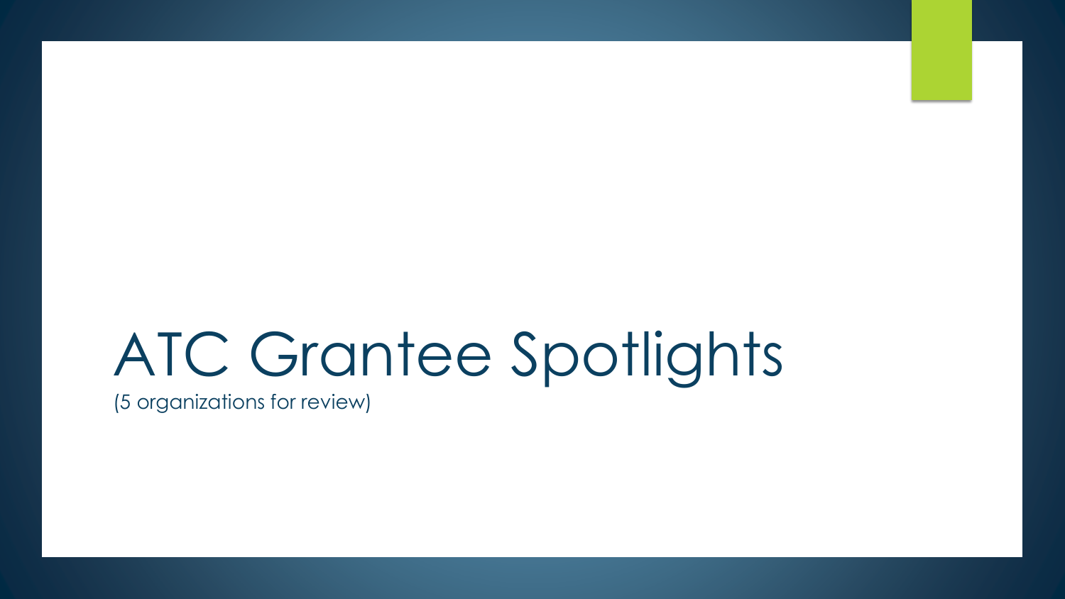# ATC Grantee Spotlights

(5 organizations for review)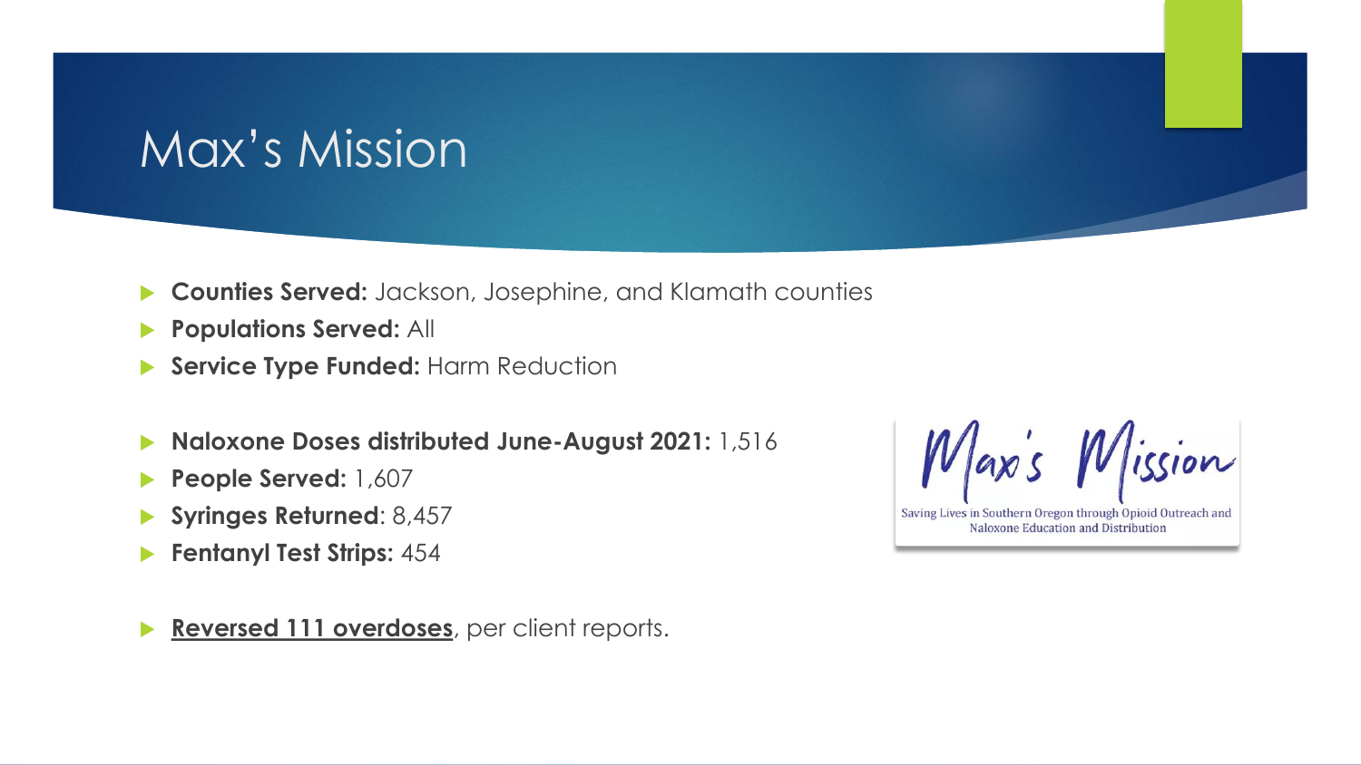# Max's Mission

- **Counties Served:** Jackson, Josephine, and Klamath counties
- **Populations Served:** All
- **Service Type Funded:** Harm Reduction

- **Naloxone Doses distributed June-August 2021:** 1,516
- **People Served:** 1,607
- **Syringes Returned**: 8,457
- **Fentanyl Test Strips:** 454

- <u>**Reversed 111 overdoses**</u>, per client reports.

Max's Mission

Saving Lives in Southern Oregon through Opioid Outreach and Naloxone Education and Distribution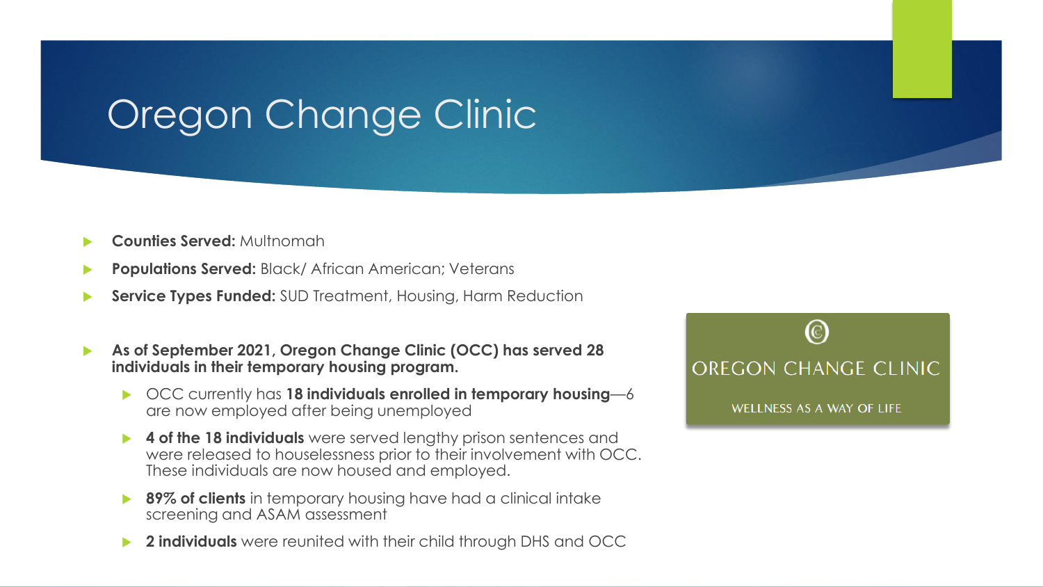# Oregon Change Clinic

- **Counties Served:** Multnomah
- **Populations Served:** Black/ African American; Veterans
- **Service Types Funded:** SUD Treatment, Housing, Harm Reduction

- **As of September 2021, Oregon Change Clinic (OCC) has served 28 individuals in their temporary housing program.**
  - OCC currently has **18 individuals enrolled in temporary housing**—6 are now employed after being unemployed
  - **4 of the 18 individuals** were served lengthy prison sentences and were released to houselessness prior to their involvement with OCC. These individuals are now housed and employed.
  - **89% of clients** in temporary housing have had a clinical intake screening and ASAM assessment
  - **2 individuals** were reunited with their child through DHS and OCC

OREGON CHANGE CLINIC

WELLNESS AS A WAY OF LIFE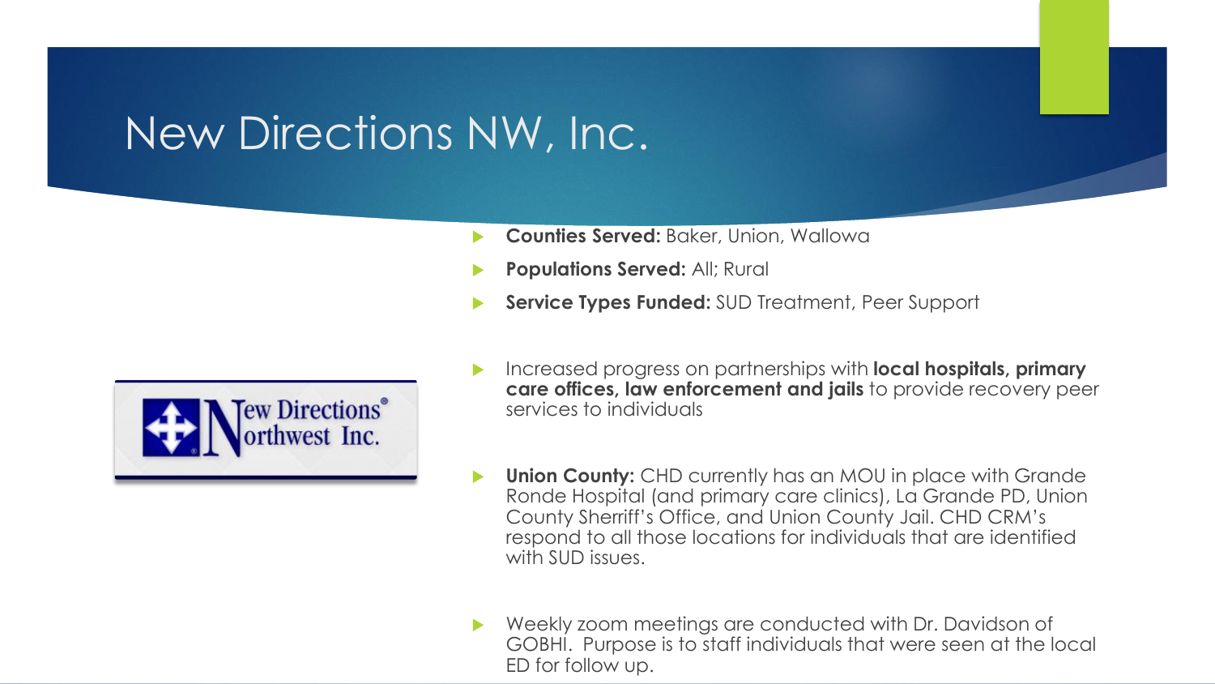# New Directions NW, Inc.

- **Counties Served:** Baker, Union, Wallowa
- **Populations Served:** All; Rural
- **Service Types Funded:** SUD Treatment, Peer Support

- Increased progress on partnerships with **local hospitals, primary care offices, law enforcement and jails** to provide recovery peer services to individuals

- **Union County:** CHD currently has an MOU in place with Grande Ronde Hospital (and primary care clinics), La Grande PD, Union County Sherriff's Office, and Union County Jail. CHD CRM's respond to all those locations for individuals that are identified with SUD issues.

- Weekly zoom meetings are conducted with Dr. Davidson of GOBHI. Purpose is to staff individuals that were seen at the local ED for follow up.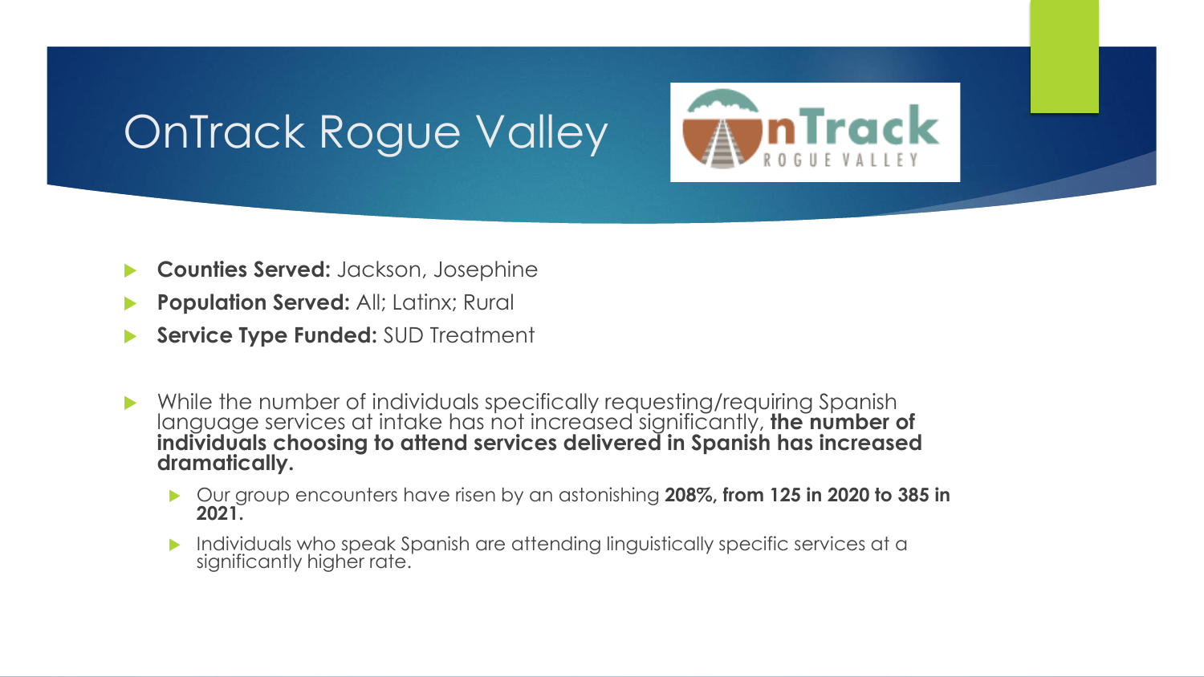# OnTrack Rogue Valley

- **Counties Served:** Jackson, Josephine
- **Population Served:** All; Latinx; Rural
- **Service Type Funded:** SUD Treatment

- While the number of individuals specifically requesting/requiring Spanish language services at intake has not increased significantly, **the number of individuals choosing to attend services delivered in Spanish has increased dramatically.**
  - Our group encounters have risen by an astonishing **208%, from 125 in 2020 to 385 in 2021.**
  - Individuals who speak Spanish are attending linguistically specific services at a significantly higher rate.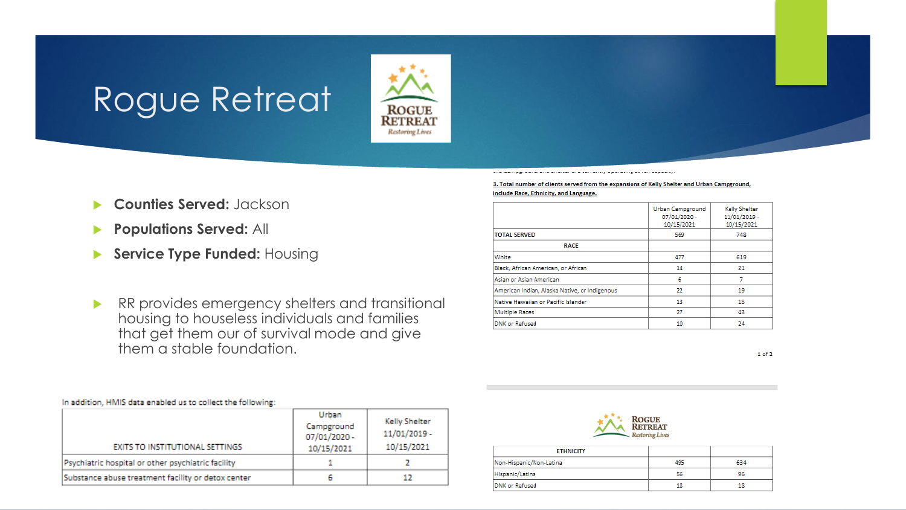# Rogue Retreat

- **Counties Served:** Jackson
- **Populations Served:** All
- **Service Type Funded:** Housing

- RR provides emergency shelters and transitional housing to houseless individuals and families that get them our of survival mode and give them a stable foundation.

In addition, HMIS data enabled us to collect the following:

| EXITS TO INSTITUTIONAL SETTINGS | Urban Campground 07/01/2020 - 10/15/2021 | Kelly Shelter 11/01/2019 - 10/15/2021 |
|---|---|---|
| Psychiatric hospital or other psychiatric facility | 1 | 2 |
| Substance abuse treatment facility or detox center | 6 | 12 |

3. Total number of clients served from the expansions of Kelly Shelter and Urban Campground, include Race, Ethnicity, and Language.

| | Urban Campground 07/01/2020 - 10/15/2021 | Kelly Shelter 11/01/2019 - 10/15/2021 |
|---|---|---|
| TOTAL SERVED | 569 | 748 |
| RACE | | |
| White | 477 | 619 |
| Black, African American, or African | 14 | 21 |
| Asian or Asian American | 6 | 7 |
| American Indian, Alaska Native, or Indigenous | 22 | 19 |
| Native Hawaiian or Pacific Islander | 13 | 15 |
| Multiple Races | 27 | 43 |
| DNK or Refused | 10 | 24 |
| ETHNICITY | | |
| Non-Hispanic/Non-Latina | 495 | 634 |
| Hispanic/Latina | 56 | 96 |
| DNK or Refused | 18 | 18 |